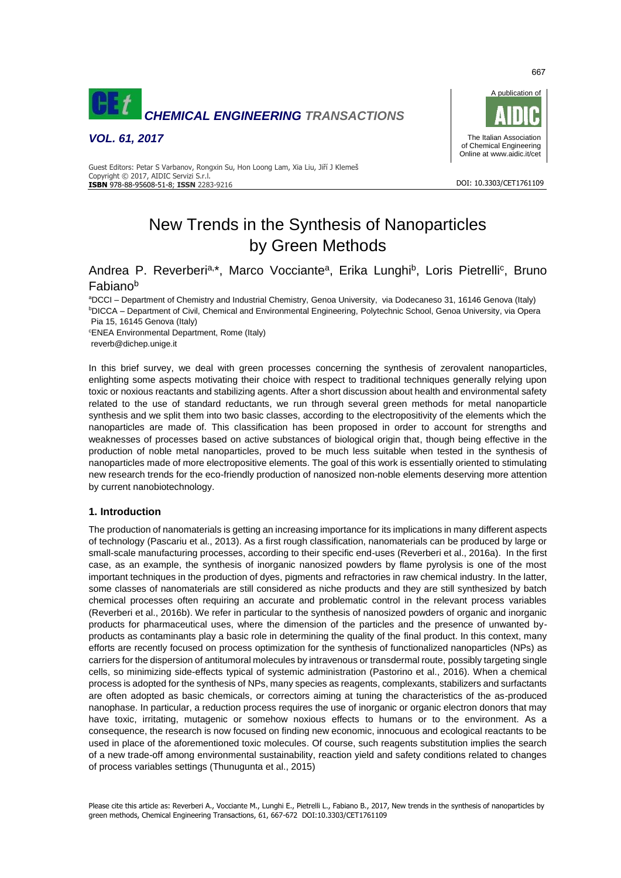# New Trends in the Synthesis of Nanoparticles by Green Methods

Andrea P. Reverberi[a,*], Marco Vocciante[a], Erika Lunghi[b], Loris Pietrelli[c], Bruno Fabiano[b]

[a]DCCI – Department of Chemistry and Industrial Chemistry, Genoa University, via Dodecaneso 31, 16146 Genova (Italy)
[b]DICCA – Department of Civil, Chemical and Environmental Engineering, Polytechnic School, Genoa University, via Opera Pia 15, 16145 Genova (Italy)
[c]ENEA Environmental Department, Rome (Italy)
reverb@dichep.unige.it

In this brief survey, we deal with green processes concerning the synthesis of zerovalent nanoparticles, enlighting some aspects motivating their choice with respect to traditional techniques generally relying upon toxic or noxious reactants and stabilizing agents. After a short discussion about health and environmental safety related to the use of standard reductants, we run through several green methods for metal nanoparticle synthesis and we split them into two basic classes, according to the electropositivity of the elements which the nanoparticles are made of. This classification has been proposed in order to account for strengths and weaknesses of processes based on active substances of biological origin that, though being effective in the production of noble metal nanoparticles, proved to be much less suitable when tested in the synthesis of nanoparticles made of more electropositive elements. The goal of this work is essentially oriented to stimulating new research trends for the eco-friendly production of nanosized non-noble elements deserving more attention by current nanobiotechnology.

## 1. Introduction

The production of nanomaterials is getting an increasing importance for its implications in many different aspects of technology (Pascariu et al., 2013). As a first rough classification, nanomaterials can be produced by large or small-scale manufacturing processes, according to their specific end-uses (Reverberi et al., 2016a). In the first case, as an example, the synthesis of inorganic nanosized powders by flame pyrolysis is one of the most important techniques in the production of dyes, pigments and refractories in raw chemical industry. In the latter, some classes of nanomaterials are still considered as niche products and they are still synthesized by batch chemical processes often requiring an accurate and problematic control in the relevant process variables (Reverberi et al., 2016b). We refer in particular to the synthesis of nanosized powders of organic and inorganic products for pharmaceutical uses, where the dimension of the particles and the presence of unwanted by-products as contaminants play a basic role in determining the quality of the final product. In this context, many efforts are recently focused on process optimization for the synthesis of functionalized nanoparticles (NPs) as carriers for the dispersion of antitumoral molecules by intravenous or transdermal route, possibly targeting single cells, so minimizing side-effects typical of systemic administration (Pastorino et al., 2016). When a chemical process is adopted for the synthesis of NPs, many species as reagents, complexants, stabilizers and surfactants are often adopted as basic chemicals, or correctors aiming at tuning the characteristics of the as-produced nanophase. In particular, a reduction process requires the use of inorganic or organic electron donors that may have toxic, irritating, mutagenic or somehow noxious effects to humans or to the environment. As a consequence, the research is now focused on finding new economic, innocuous and ecological reactants to be used in place of the aforementioned toxic molecules. Of course, such reagents substitution implies the search of a new trade-off among environmental sustainability, reaction yield and safety conditions related to changes of process variables settings (Thunugunta et al., 2015)

Please cite this article as: Reverberi A., Vocciante M., Lunghi E., Pietrelli L., Fabiano B., 2017, New trends in the synthesis of nanoparticles by green methods, Chemical Engineering Transactions, 61, 667-672 DOI:10.3303/CET1761109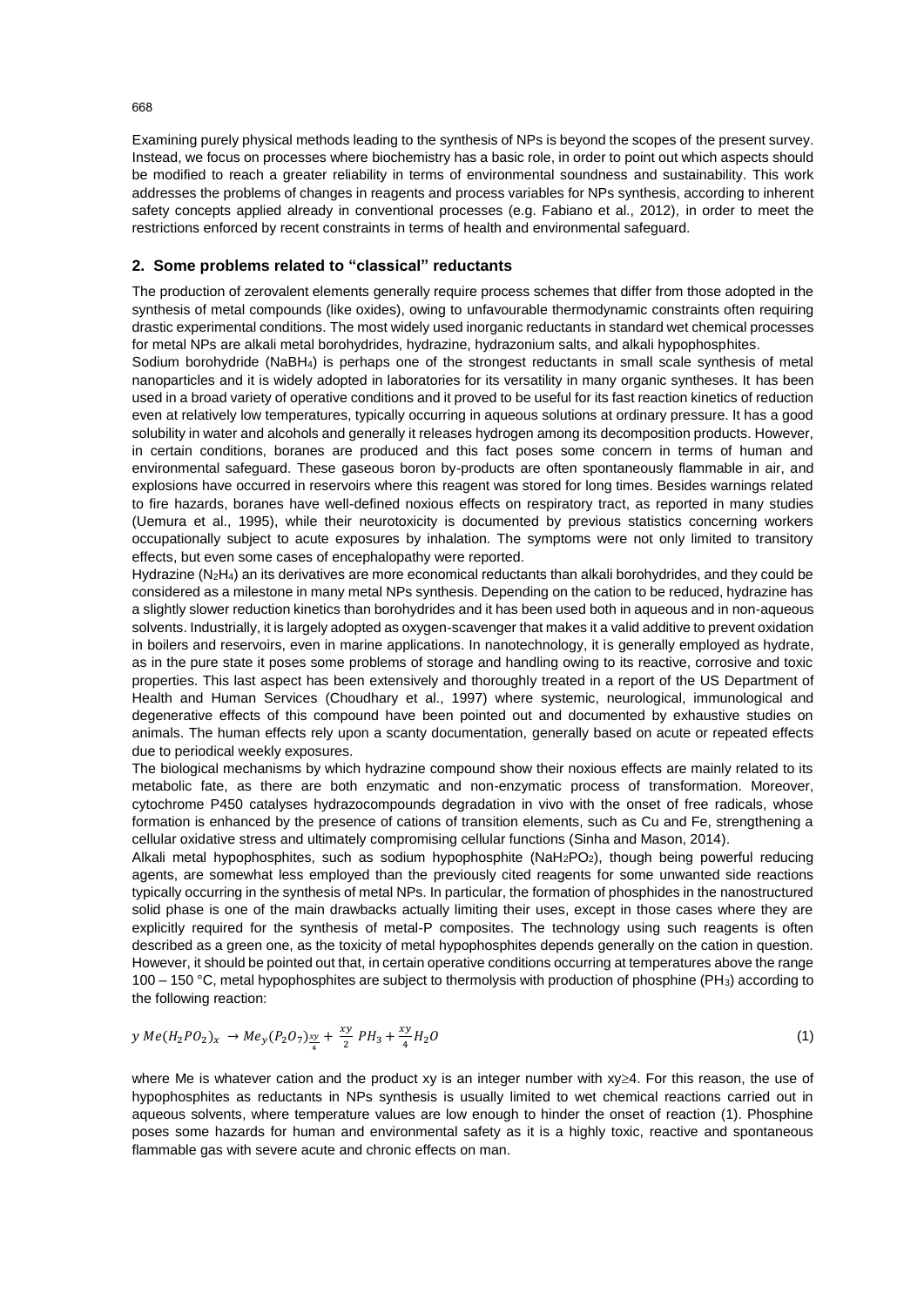Examining purely physical methods leading to the synthesis of NPs is beyond the scopes of the present survey. Instead, we focus on processes where biochemistry has a basic role, in order to point out which aspects should be modified to reach a greater reliability in terms of environmental soundness and sustainability. This work addresses the problems of changes in reagents and process variables for NPs synthesis, according to inherent safety concepts applied already in conventional processes (e.g. Fabiano et al., 2012), in order to meet the restrictions enforced by recent constraints in terms of health and environmental safeguard.

## 2. Some problems related to "classical" reductants

The production of zerovalent elements generally require process schemes that differ from those adopted in the synthesis of metal compounds (like oxides), owing to unfavourable thermodynamic constraints often requiring drastic experimental conditions. The most widely used inorganic reductants in standard wet chemical processes for metal NPs are alkali metal borohydrides, hydrazine, hydrazonium salts, and alkali hypophosphites.

Sodium borohydride ($NaBH_4$) is perhaps one of the strongest reductants in small scale synthesis of metal nanoparticles and it is widely adopted in laboratories for its versatility in many organic syntheses. It has been used in a broad variety of operative conditions and it proved to be useful for its fast reaction kinetics of reduction even at relatively low temperatures, typically occurring in aqueous solutions at ordinary pressure. It has a good solubility in water and alcohols and generally it releases hydrogen among its decomposition products. However, in certain conditions, boranes are produced and this fact poses some concern in terms of human and environmental safeguard. These gaseous boron by-products are often spontaneously flammable in air, and explosions have occurred in reservoirs where this reagent was stored for long times. Besides warnings related to fire hazards, boranes have well-defined noxious effects on respiratory tract, as reported in many studies (Uemura et al., 1995), while their neurotoxicity is documented by previous statistics concerning workers occupationally subject to acute exposures by inhalation. The symptoms were not only limited to transitory effects, but even some cases of encephalopathy were reported.

Hydrazine ($N_2H_4$) an its derivatives are more economical reductants than alkali borohydrides, and they could be considered as a milestone in many metal NPs synthesis. Depending on the cation to be reduced, hydrazine has a slightly slower reduction kinetics than borohydrides and it has been used both in aqueous and in non-aqueous solvents. Industrially, it is largely adopted as oxygen-scavenger that makes it a valid additive to prevent oxidation in boilers and reservoirs, even in marine applications. In nanotechnology, it is generally employed as hydrate, as in the pure state it poses some problems of storage and handling owing to its reactive, corrosive and toxic properties. This last aspect has been extensively and thoroughly treated in a report of the US Department of Health and Human Services (Choudhary et al., 1997) where systemic, neurological, immunological and degenerative effects of this compound have been pointed out and documented by exhaustive studies on animals. The human effects rely upon a scanty documentation, generally based on acute or repeated effects due to periodical weekly exposures.

The biological mechanisms by which hydrazine compound show their noxious effects are mainly related to its metabolic fate, as there are both enzymatic and non-enzymatic process of transformation. Moreover, cytochrome P450 catalyses hydrazocompounds degradation in vivo with the onset of free radicals, whose formation is enhanced by the presence of cations of transition elements, such as Cu and Fe, strengthening a cellular oxidative stress and ultimately compromising cellular functions (Sinha and Mason, 2014).

Alkali metal hypophosphites, such as sodium hypophosphite ($NaH_2PO_2$), though being powerful reducing agents, are somewhat less employed than the previously cited reagents for some unwanted side reactions typically occurring in the synthesis of metal NPs. In particular, the formation of phosphides in the nanostructured solid phase is one of the main drawbacks actually limiting their uses, except in those cases where they are explicitly required for the synthesis of metal-P composites. The technology using such reagents is often described as a green one, as the toxicity of metal hypophosphites depends generally on the cation in question. However, it should be pointed out that, in certain operative conditions occurring at temperatures above the range 100 – 150 °C, metal hypophosphites are subject to thermolysis with production of phosphine ($PH_3$) according to the following reaction:

$$y\, Me(H_2PO_2)_x \rightarrow Me_y(P_2O_7)_{\frac{xy}{4}} + \frac{xy}{2}\, PH_3 + \frac{xy}{4} H_2O \tag{1}$$

where Me is whatever cation and the product xy is an integer number with $xy \geq 4$. For this reason, the use of hypophosphites as reductants in NPs synthesis is usually limited to wet chemical reactions carried out in aqueous solvents, where temperature values are low enough to hinder the onset of reaction (1). Phosphine poses some hazards for human and environmental safety as it is a highly toxic, reactive and spontaneous flammable gas with severe acute and chronic effects on man.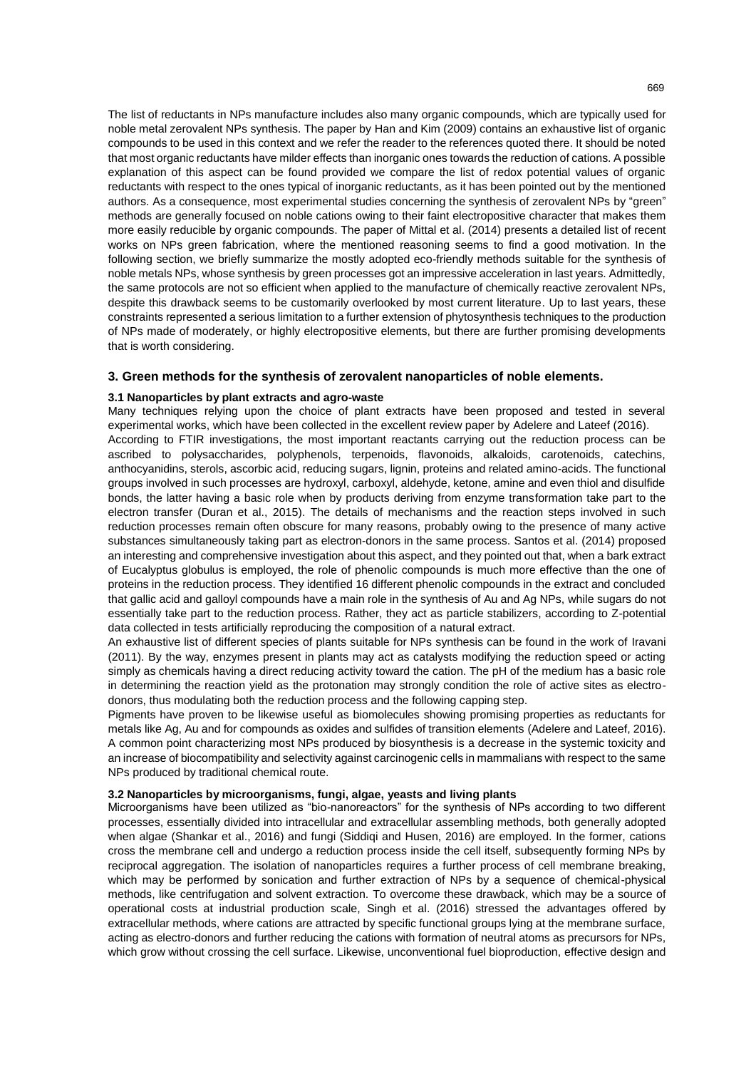The list of reductants in NPs manufacture includes also many organic compounds, which are typically used for noble metal zerovalent NPs synthesis. The paper by Han and Kim (2009) contains an exhaustive list of organic compounds to be used in this context and we refer the reader to the references quoted there. It should be noted that most organic reductants have milder effects than inorganic ones towards the reduction of cations. A possible explanation of this aspect can be found provided we compare the list of redox potential values of organic reductants with respect to the ones typical of inorganic reductants, as it has been pointed out by the mentioned authors. As a consequence, most experimental studies concerning the synthesis of zerovalent NPs by "green" methods are generally focused on noble cations owing to their faint electropositive character that makes them more easily reducible by organic compounds. The paper of Mittal et al. (2014) presents a detailed list of recent works on NPs green fabrication, where the mentioned reasoning seems to find a good motivation. In the following section, we briefly summarize the mostly adopted eco-friendly methods suitable for the synthesis of noble metals NPs, whose synthesis by green processes got an impressive acceleration in last years. Admittedly, the same protocols are not so efficient when applied to the manufacture of chemically reactive zerovalent NPs, despite this drawback seems to be customarily overlooked by most current literature. Up to last years, these constraints represented a serious limitation to a further extension of phytosynthesis techniques to the production of NPs made of moderately, or highly electropositive elements, but there are further promising developments that is worth considering.

## 3. Green methods for the synthesis of zerovalent nanoparticles of noble elements.

### 3.1 Nanoparticles by plant extracts and agro-waste

Many techniques relying upon the choice of plant extracts have been proposed and tested in several experimental works, which have been collected in the excellent review paper by Adelere and Lateef (2016).

According to FTIR investigations, the most important reactants carrying out the reduction process can be ascribed to polysaccharides, polyphenols, terpenoids, flavonoids, alkaloids, carotenoids, catechins, anthocyanidins, sterols, ascorbic acid, reducing sugars, lignin, proteins and related amino-acids. The functional groups involved in such processes are hydroxyl, carboxyl, aldehyde, ketone, amine and even thiol and disulfide bonds, the latter having a basic role when by products deriving from enzyme transformation take part to the electron transfer (Duran et al., 2015). The details of mechanisms and the reaction steps involved in such reduction processes remain often obscure for many reasons, probably owing to the presence of many active substances simultaneously taking part as electron-donors in the same process. Santos et al. (2014) proposed an interesting and comprehensive investigation about this aspect, and they pointed out that, when a bark extract of Eucalyptus globulus is employed, the role of phenolic compounds is much more effective than the one of proteins in the reduction process. They identified 16 different phenolic compounds in the extract and concluded that gallic acid and galloyl compounds have a main role in the synthesis of Au and Ag NPs, while sugars do not essentially take part to the reduction process. Rather, they act as particle stabilizers, according to Z-potential data collected in tests artificially reproducing the composition of a natural extract.

An exhaustive list of different species of plants suitable for NPs synthesis can be found in the work of Iravani (2011). By the way, enzymes present in plants may act as catalysts modifying the reduction speed or acting simply as chemicals having a direct reducing activity toward the cation. The pH of the medium has a basic role in determining the reaction yield as the protonation may strongly condition the role of active sites as electro-donors, thus modulating both the reduction process and the following capping step.

Pigments have proven to be likewise useful as biomolecules showing promising properties as reductants for metals like Ag, Au and for compounds as oxides and sulfides of transition elements (Adelere and Lateef, 2016). A common point characterizing most NPs produced by biosynthesis is a decrease in the systemic toxicity and an increase of biocompatibility and selectivity against carcinogenic cells in mammalians with respect to the same NPs produced by traditional chemical route.

### 3.2 Nanoparticles by microorganisms, fungi, algae, yeasts and living plants

Microorganisms have been utilized as "bio-nanoreactors" for the synthesis of NPs according to two different processes, essentially divided into intracellular and extracellular assembling methods, both generally adopted when algae (Shankar et al., 2016) and fungi (Siddiqi and Husen, 2016) are employed. In the former, cations cross the membrane cell and undergo a reduction process inside the cell itself, subsequently forming NPs by reciprocal aggregation. The isolation of nanoparticles requires a further process of cell membrane breaking, which may be performed by sonication and further extraction of NPs by a sequence of chemical-physical methods, like centrifugation and solvent extraction. To overcome these drawback, which may be a source of operational costs at industrial production scale, Singh et al. (2016) stressed the advantages offered by extracellular methods, where cations are attracted by specific functional groups lying at the membrane surface, acting as electro-donors and further reducing the cations with formation of neutral atoms as precursors for NPs, which grow without crossing the cell surface. Likewise, unconventional fuel bioproduction, effective design and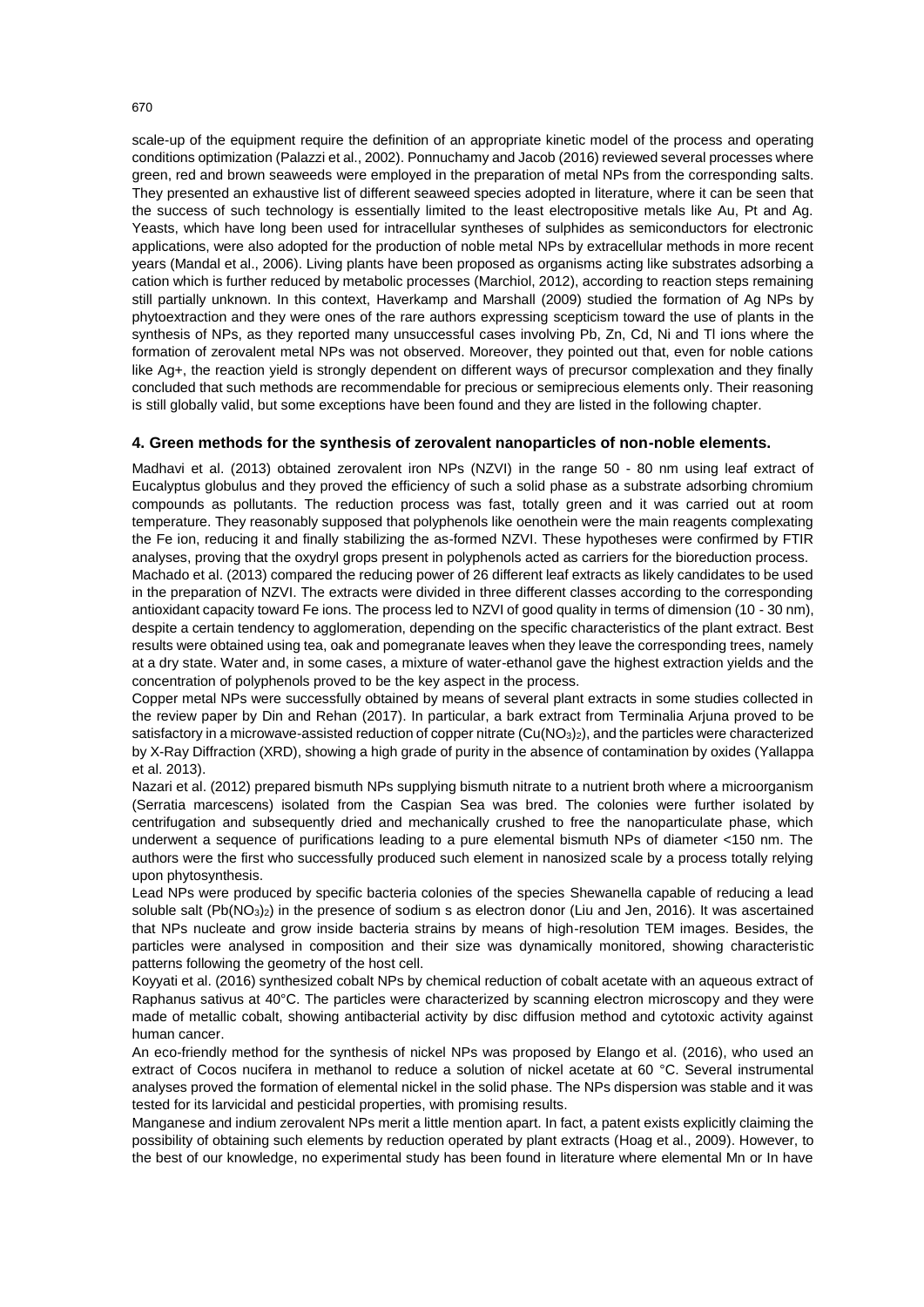scale-up of the equipment require the definition of an appropriate kinetic model of the process and operating conditions optimization (Palazzi et al., 2002). Ponnuchamy and Jacob (2016) reviewed several processes where green, red and brown seaweeds were employed in the preparation of metal NPs from the corresponding salts. They presented an exhaustive list of different seaweed species adopted in literature, where it can be seen that the success of such technology is essentially limited to the least electropositive metals like Au, Pt and Ag. Yeasts, which have long been used for intracellular syntheses of sulphides as semiconductors for electronic applications, were also adopted for the production of noble metal NPs by extracellular methods in more recent years (Mandal et al., 2006). Living plants have been proposed as organisms acting like substrates adsorbing a cation which is further reduced by metabolic processes (Marchiol, 2012), according to reaction steps remaining still partially unknown. In this context, Haverkamp and Marshall (2009) studied the formation of Ag NPs by phytoextraction and they were ones of the rare authors expressing scepticism toward the use of plants in the synthesis of NPs, as they reported many unsuccessful cases involving Pb, Zn, Cd, Ni and Tl ions where the formation of zerovalent metal NPs was not observed. Moreover, they pointed out that, even for noble cations like $Ag^+$, the reaction yield is strongly dependent on different ways of precursor complexation and they finally concluded that such methods are recommendable for precious or semiprecious elements only. Their reasoning is still globally valid, but some exceptions have been found and they are listed in the following chapter.

## 4. Green methods for the synthesis of zerovalent nanoparticles of non-noble elements.

Madhavi et al. (2013) obtained zerovalent iron NPs (NZVI) in the range 50 - 80 nm using leaf extract of Eucalyptus globulus and they proved the efficiency of such a solid phase as a substrate adsorbing chromium compounds as pollutants. The reduction process was fast, totally green and it was carried out at room temperature. They reasonably supposed that polyphenols like oenothein were the main reagents complexating the Fe ion, reducing it and finally stabilizing the as-formed NZVI. These hypotheses were confirmed by FTIR analyses, proving that the oxydryl grops present in polyphenols acted as carriers for the bioreduction process.

Machado et al. (2013) compared the reducing power of 26 different leaf extracts as likely candidates to be used in the preparation of NZVI. The extracts were divided in three different classes according to the corresponding antioxidant capacity toward Fe ions. The process led to NZVI of good quality in terms of dimension (10 - 30 nm), despite a certain tendency to agglomeration, depending on the specific characteristics of the plant extract. Best results were obtained using tea, oak and pomegranate leaves when they leave the corresponding trees, namely at a dry state. Water and, in some cases, a mixture of water-ethanol gave the highest extraction yields and the concentration of polyphenols proved to be the key aspect in the process.

Copper metal NPs were successfully obtained by means of several plant extracts in some studies collected in the review paper by Din and Rehan (2017). In particular, a bark extract from Terminalia Arjuna proved to be satisfactory in a microwave-assisted reduction of copper nitrate ($Cu(NO_3)_2$), and the particles were characterized by X-Ray Diffraction (XRD), showing a high grade of purity in the absence of contamination by oxides (Yallappa et al. 2013).

Nazari et al. (2012) prepared bismuth NPs supplying bismuth nitrate to a nutrient broth where a microorganism (Serratia marcescens) isolated from the Caspian Sea was bred. The colonies were further isolated by centrifugation and subsequently dried and mechanically crushed to free the nanoparticulate phase, which underwent a sequence of purifications leading to a pure elemental bismuth NPs of diameter <150 nm. The authors were the first who successfully produced such element in nanosized scale by a process totally relying upon phytosynthesis.

Lead NPs were produced by specific bacteria colonies of the species Shewanella capable of reducing a lead soluble salt ($Pb(NO_3)_2$) in the presence of sodium s as electron donor (Liu and Jen, 2016). It was ascertained that NPs nucleate and grow inside bacteria strains by means of high-resolution TEM images. Besides, the particles were analysed in composition and their size was dynamically monitored, showing characteristic patterns following the geometry of the host cell.

Koyyati et al. (2016) synthesized cobalt NPs by chemical reduction of cobalt acetate with an aqueous extract of Raphanus sativus at 40°C. The particles were characterized by scanning electron microscopy and they were made of metallic cobalt, showing antibacterial activity by disc diffusion method and cytotoxic activity against human cancer.

An eco-friendly method for the synthesis of nickel NPs was proposed by Elango et al. (2016), who used an extract of Cocos nucifera in methanol to reduce a solution of nickel acetate at 60 °C. Several instrumental analyses proved the formation of elemental nickel in the solid phase. The NPs dispersion was stable and it was tested for its larvicidal and pesticidal properties, with promising results.

Manganese and indium zerovalent NPs merit a little mention apart. In fact, a patent exists explicitly claiming the possibility of obtaining such elements by reduction operated by plant extracts (Hoag et al., 2009). However, to the best of our knowledge, no experimental study has been found in literature where elemental Mn or In have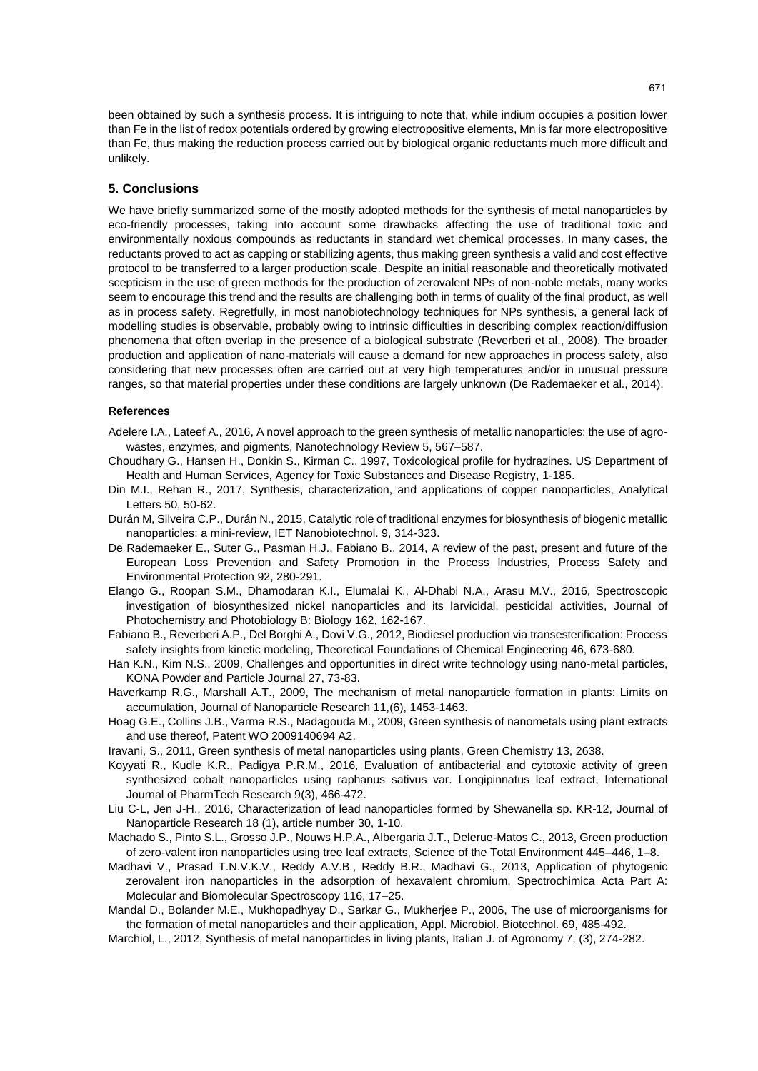been obtained by such a synthesis process. It is intriguing to note that, while indium occupies a position lower than Fe in the list of redox potentials ordered by growing electropositive elements, Mn is far more electropositive than Fe, thus making the reduction process carried out by biological organic reductants much more difficult and unlikely.

## 5. Conclusions

We have briefly summarized some of the mostly adopted methods for the synthesis of metal nanoparticles by eco-friendly processes, taking into account some drawbacks affecting the use of traditional toxic and environmentally noxious compounds as reductants in standard wet chemical processes. In many cases, the reductants proved to act as capping or stabilizing agents, thus making green synthesis a valid and cost effective protocol to be transferred to a larger production scale. Despite an initial reasonable and theoretically motivated scepticism in the use of green methods for the production of zerovalent NPs of non-noble metals, many works seem to encourage this trend and the results are challenging both in terms of quality of the final product, as well as in process safety. Regretfully, in most nanobiotechnology techniques for NPs synthesis, a general lack of modelling studies is observable, probably owing to intrinsic difficulties in describing complex reaction/diffusion phenomena that often overlap in the presence of a biological substrate (Reverberi et al., 2008). The broader production and application of nano-materials will cause a demand for new approaches in process safety, also considering that new processes often are carried out at very high temperatures and/or in unusual pressure ranges, so that material properties under these conditions are largely unknown (De Rademaeker et al., 2014).

### References

Adelere I.A., Lateef A., 2016, A novel approach to the green synthesis of metallic nanoparticles: the use of agro-wastes, enzymes, and pigments, Nanotechnology Review 5, 567–587.

Choudhary G., Hansen H., Donkin S., Kirman C., 1997, Toxicological profile for hydrazines. US Department of Health and Human Services, Agency for Toxic Substances and Disease Registry, 1-185.

Din M.I., Rehan R., 2017, Synthesis, characterization, and applications of copper nanoparticles, Analytical Letters 50, 50-62.

Durán M, Silveira C.P., Durán N., 2015, Catalytic role of traditional enzymes for biosynthesis of biogenic metallic nanoparticles: a mini-review, IET Nanobiotechnol. 9, 314-323.

De Rademaeker E., Suter G., Pasman H.J., Fabiano B., 2014, A review of the past, present and future of the European Loss Prevention and Safety Promotion in the Process Industries, Process Safety and Environmental Protection 92, 280-291.

Elango G., Roopan S.M., Dhamodaran K.I., Elumalai K., Al-Dhabi N.A., Arasu M.V., 2016, Spectroscopic investigation of biosynthesized nickel nanoparticles and its larvicidal, pesticidal activities, Journal of Photochemistry and Photobiology B: Biology 162, 162-167.

Fabiano B., Reverberi A.P., Del Borghi A., Dovi V.G., 2012, Biodiesel production via transesterification: Process safety insights from kinetic modeling, Theoretical Foundations of Chemical Engineering 46, 673-680.

Han K.N., Kim N.S., 2009, Challenges and opportunities in direct write technology using nano-metal particles, KONA Powder and Particle Journal 27, 73-83.

Haverkamp R.G., Marshall A.T., 2009, The mechanism of metal nanoparticle formation in plants: Limits on accumulation, Journal of Nanoparticle Research 11,(6), 1453-1463.

Hoag G.E., Collins J.B., Varma R.S., Nadagouda M., 2009, Green synthesis of nanometals using plant extracts and use thereof, Patent WO 2009140694 A2.

Iravani, S., 2011, Green synthesis of metal nanoparticles using plants, Green Chemistry 13, 2638.

Koyyati R., Kudle K.R., Padigya P.R.M., 2016, Evaluation of antibacterial and cytotoxic activity of green synthesized cobalt nanoparticles using raphanus sativus var. Longipinnatus leaf extract, International Journal of PharmTech Research 9(3), 466-472.

Liu C-L, Jen J-H., 2016, Characterization of lead nanoparticles formed by Shewanella sp. KR-12, Journal of Nanoparticle Research 18 (1), article number 30, 1-10.

Machado S., Pinto S.L., Grosso J.P., Nouws H.P.A., Albergaria J.T., Delerue-Matos C., 2013, Green production of zero-valent iron nanoparticles using tree leaf extracts, Science of the Total Environment 445–446, 1–8.

Madhavi V., Prasad T.N.V.K.V., Reddy A.V.B., Reddy B.R., Madhavi G., 2013, Application of phytogenic zerovalent iron nanoparticles in the adsorption of hexavalent chromium, Spectrochimica Acta Part A: Molecular and Biomolecular Spectroscopy 116, 17–25.

Mandal D., Bolander M.E., Mukhopadhyay D., Sarkar G., Mukherjee P., 2006, The use of microorganisms for the formation of metal nanoparticles and their application, Appl. Microbiol. Biotechnol. 69, 485-492.

Marchiol, L., 2012, Synthesis of metal nanoparticles in living plants, Italian J. of Agronomy 7, (3), 274-282.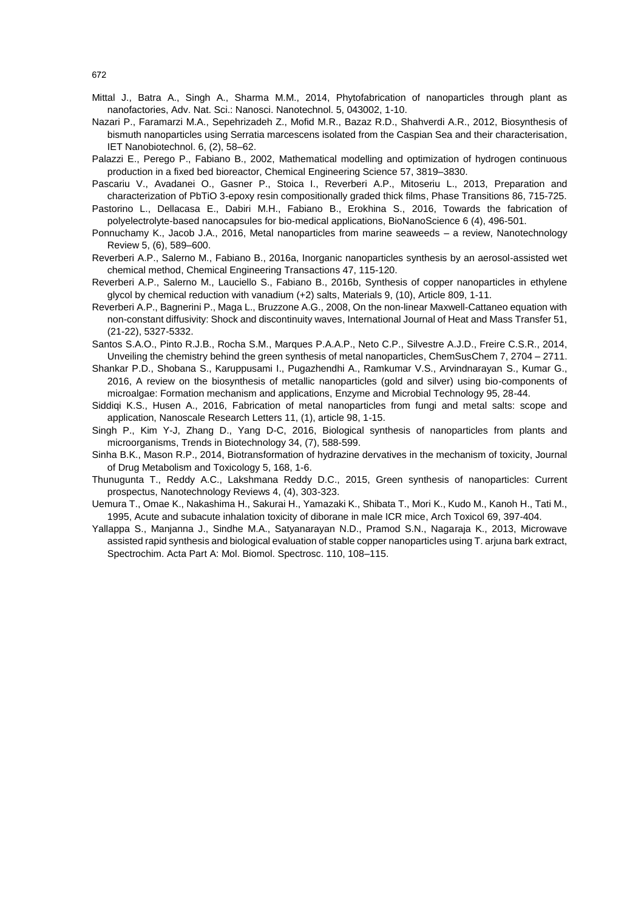Mittal J., Batra A., Singh A., Sharma M.M., 2014, Phytofabrication of nanoparticles through plant as nanofactories, Adv. Nat. Sci.: Nanosci. Nanotechnol. 5, 043002, 1-10.

Nazari P., Faramarzi M.A., Sepehrizadeh Z., Mofid M.R., Bazaz R.D., Shahverdi A.R., 2012, Biosynthesis of bismuth nanoparticles using Serratia marcescens isolated from the Caspian Sea and their characterisation, IET Nanobiotechnol. 6, (2), 58–62.

Palazzi E., Perego P., Fabiano B., 2002, Mathematical modelling and optimization of hydrogen continuous production in a fixed bed bioreactor, Chemical Engineering Science 57, 3819–3830.

Pascariu V., Avadanei O., Gasner P., Stoica I., Reverberi A.P., Mitoseriu L., 2013, Preparation and characterization of PbTiO 3-epoxy resin compositionally graded thick films, Phase Transitions 86, 715-725.

Pastorino L., Dellacasa E., Dabiri M.H., Fabiano B., Erokhina S., 2016, Towards the fabrication of polyelectrolyte-based nanocapsules for bio-medical applications, BioNanoScience 6 (4), 496-501.

Ponnuchamy K., Jacob J.A., 2016, Metal nanoparticles from marine seaweeds – a review, Nanotechnology Review 5, (6), 589–600.

Reverberi A.P., Salerno M., Fabiano B., 2016a, Inorganic nanoparticles synthesis by an aerosol-assisted wet chemical method, Chemical Engineering Transactions 47, 115-120.

Reverberi A.P., Salerno M., Lauciello S., Fabiano B., 2016b, Synthesis of copper nanoparticles in ethylene glycol by chemical reduction with vanadium (+2) salts, Materials 9, (10), Article 809, 1-11.

Reverberi A.P., Bagnerini P., Maga L., Bruzzone A.G., 2008, On the non-linear Maxwell-Cattaneo equation with non-constant diffusivity: Shock and discontinuity waves, International Journal of Heat and Mass Transfer 51, (21-22), 5327-5332.

Santos S.A.O., Pinto R.J.B., Rocha S.M., Marques P.A.A.P., Neto C.P., Silvestre A.J.D., Freire C.S.R., 2014, Unveiling the chemistry behind the green synthesis of metal nanoparticles, ChemSusChem 7, 2704 – 2711.

Shankar P.D., Shobana S., Karuppusami I., Pugazhendhi A., Ramkumar V.S., Arvindnarayan S., Kumar G., 2016, A review on the biosynthesis of metallic nanoparticles (gold and silver) using bio-components of microalgae: Formation mechanism and applications, Enzyme and Microbial Technology 95, 28-44.

Siddiqi K.S., Husen A., 2016, Fabrication of metal nanoparticles from fungi and metal salts: scope and application, Nanoscale Research Letters 11, (1), article 98, 1-15.

Singh P., Kim Y-J, Zhang D., Yang D-C, 2016, Biological synthesis of nanoparticles from plants and microorganisms, Trends in Biotechnology 34, (7), 588-599.

Sinha B.K., Mason R.P., 2014, Biotransformation of hydrazine dervatives in the mechanism of toxicity, Journal of Drug Metabolism and Toxicology 5, 168, 1-6.

Thunugunta T., Reddy A.C., Lakshmana Reddy D.C., 2015, Green synthesis of nanoparticles: Current prospectus, Nanotechnology Reviews 4, (4), 303-323.

Uemura T., Omae K., Nakashima H., Sakurai H., Yamazaki K., Shibata T., Mori K., Kudo M., Kanoh H., Tati M., 1995, Acute and subacute inhalation toxicity of diborane in male ICR mice, Arch Toxicol 69, 397-404.

Yallappa S., Manjanna J., Sindhe M.A., Satyanarayan N.D., Pramod S.N., Nagaraja K., 2013, Microwave assisted rapid synthesis and biological evaluation of stable copper nanoparticles using T. arjuna bark extract, Spectrochim. Acta Part A: Mol. Biomol. Spectrosc. 110, 108–115.